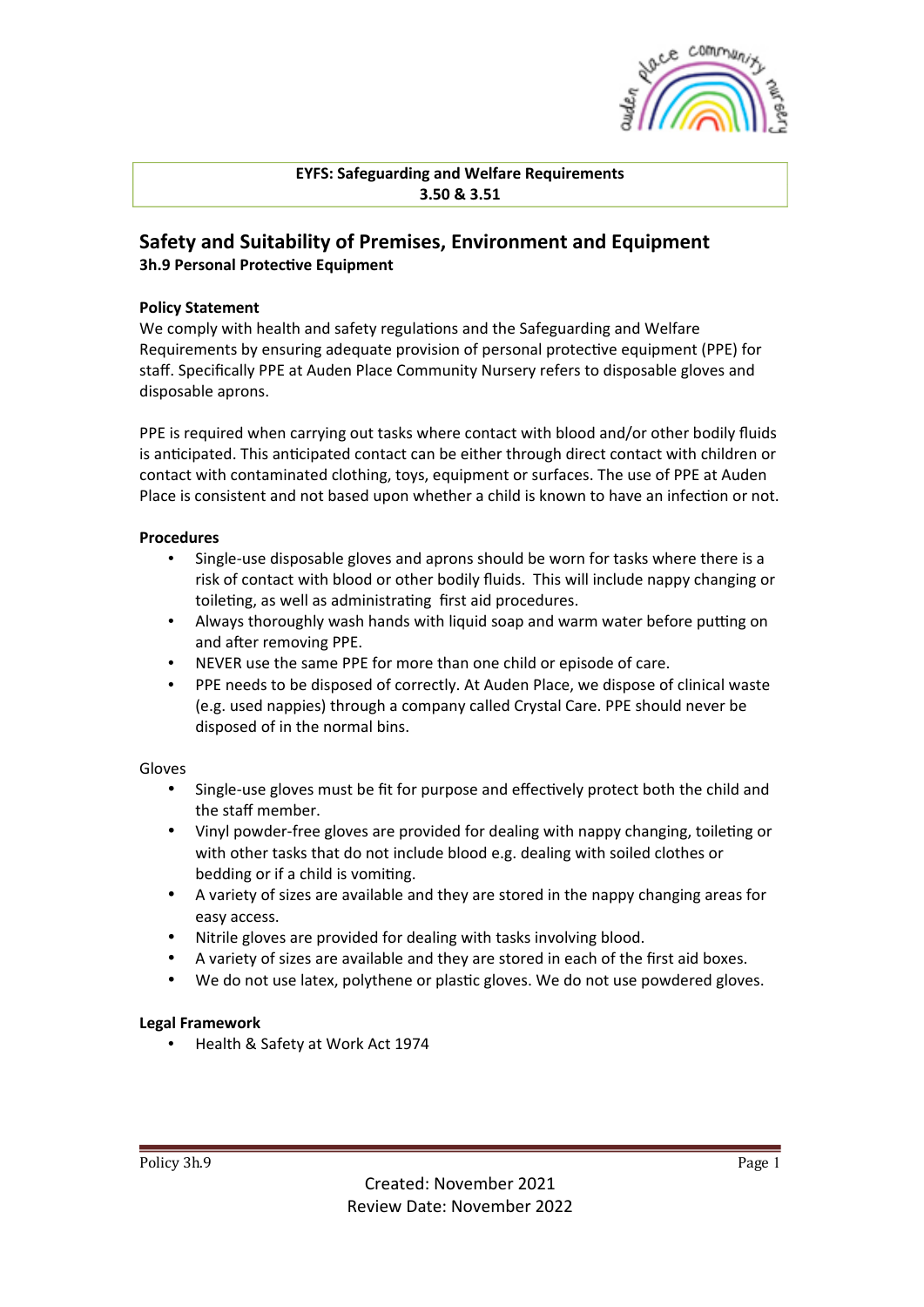**EYFS: Safeguarding and Welfare Requirements**
**3.50 & 3.51**

# Safety and Suitability of Premises, Environment and Equipment

## 3h.9 Personal Protective Equipment

**Policy Statement**

We comply with health and safety regulations and the Safeguarding and Welfare Requirements by ensuring adequate provision of personal protective equipment (PPE) for staff. Specifically PPE at Auden Place Community Nursery refers to disposable gloves and disposable aprons.

PPE is required when carrying out tasks where contact with blood and/or other bodily fluids is anticipated. This anticipated contact can be either through direct contact with children or contact with contaminated clothing, toys, equipment or surfaces. The use of PPE at Auden Place is consistent and not based upon whether a child is known to have an infection or not.

**Procedures**

- Single-use disposable gloves and aprons should be worn for tasks where there is a risk of contact with blood or other bodily fluids. This will include nappy changing or toileting, as well as administrating first aid procedures.
- Always thoroughly wash hands with liquid soap and warm water before putting on and after removing PPE.
- NEVER use the same PPE for more than one child or episode of care.
- PPE needs to be disposed of correctly. At Auden Place, we dispose of clinical waste (e.g. used nappies) through a company called Crystal Care. PPE should never be disposed of in the normal bins.

Gloves

- Single-use gloves must be fit for purpose and effectively protect both the child and the staff member.
- Vinyl powder-free gloves are provided for dealing with nappy changing, toileting or with other tasks that do not include blood e.g. dealing with soiled clothes or bedding or if a child is vomiting.
- A variety of sizes are available and they are stored in the nappy changing areas for easy access.
- Nitrile gloves are provided for dealing with tasks involving blood.
- A variety of sizes are available and they are stored in each of the first aid boxes.
- We do not use latex, polythene or plastic gloves. We do not use powdered gloves.

**Legal Framework**

- Health & Safety at Work Act 1974

Created: November 2021
Review Date: November 2022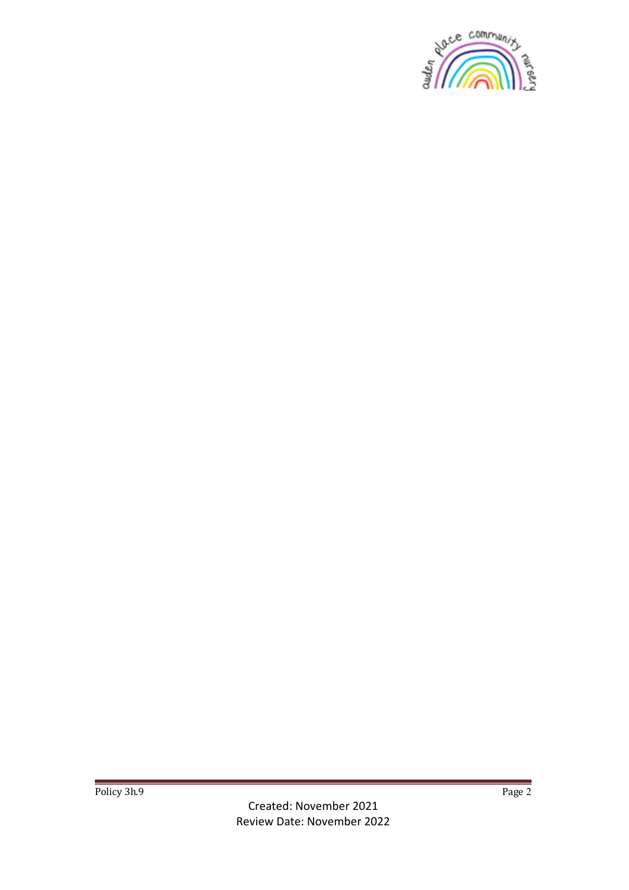Created: November 2021
Review Date: November 2022